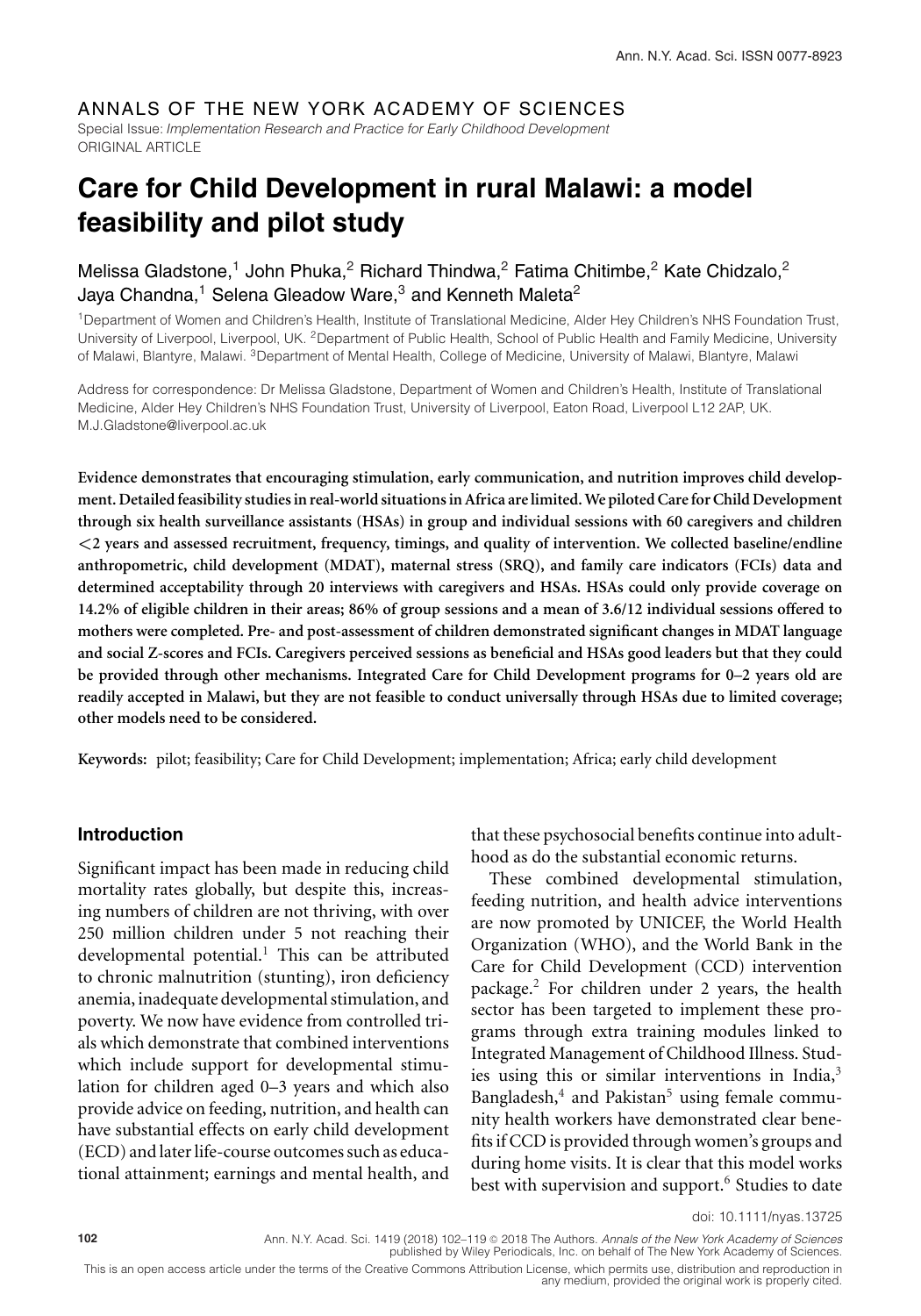ANNALS OF THE NEW YORK ACADEMY OF SCIENCES

Special Issue: *Implementation Research and Practice for Early Childhood Development*

ORIGINAL ARTICLE

# Care for Child Development in rural Malawi: a model feasibility and pilot study

Melissa Gladstone,[1] John Phuka,[2] Richard Thindwa,[2] Fatima Chitimbe,[2] Kate Chidzalo,[2] Jaya Chandna,[1] Selena Gleadow Ware,[3] and Kenneth Maleta[2]

[1]Department of Women and Children's Health, Institute of Translational Medicine, Alder Hey Children's NHS Foundation Trust, University of Liverpool, Liverpool, UK. [2]Department of Public Health, School of Public Health and Family Medicine, University of Malawi, Blantyre, Malawi. [3]Department of Mental Health, College of Medicine, University of Malawi, Blantyre, Malawi

Address for correspondence: Dr Melissa Gladstone, Department of Women and Children's Health, Institute of Translational Medicine, Alder Hey Children's NHS Foundation Trust, University of Liverpool, Eaton Road, Liverpool L12 2AP, UK. M.J.Gladstone@liverpool.ac.uk

**Evidence demonstrates that encouraging stimulation, early communication, and nutrition improves child development. Detailed feasibility studies in real-world situations in Africa are limited. We piloted Care for Child Development through six health surveillance assistants (HSAs) in group and individual sessions with 60 caregivers and children <2 years and assessed recruitment, frequency, timings, and quality of intervention. We collected baseline/endline anthropometric, child development (MDAT), maternal stress (SRQ), and family care indicators (FCIs) data and determined acceptability through 20 interviews with caregivers and HSAs. HSAs could only provide coverage on 14.2% of eligible children in their areas; 86% of group sessions and a mean of 3.6/12 individual sessions offered to mothers were completed. Pre- and post-assessment of children demonstrated significant changes in MDAT language and social Z-scores and FCIs. Caregivers perceived sessions as beneficial and HSAs good leaders but that they could be provided through other mechanisms. Integrated Care for Child Development programs for 0–2 years old are readily accepted in Malawi, but they are not feasible to conduct universally through HSAs due to limited coverage; other models need to be considered.**

**Keywords:** pilot; feasibility; Care for Child Development; implementation; Africa; early child development

## Introduction

Significant impact has been made in reducing child mortality rates globally, but despite this, increasing numbers of children are not thriving, with over 250 million children under 5 not reaching their developmental potential.[1] This can be attributed to chronic malnutrition (stunting), iron deficiency anemia, inadequate developmental stimulation, and poverty. We now have evidence from controlled trials which demonstrate that combined interventions which include support for developmental stimulation for children aged 0–3 years and which also provide advice on feeding, nutrition, and health can have substantial effects on early child development (ECD) and later life-course outcomes such as educational attainment; earnings and mental health, and that these psychosocial benefits continue into adulthood as do the substantial economic returns.

These combined developmental stimulation, feeding nutrition, and health advice interventions are now promoted by UNICEF, the World Health Organization (WHO), and the World Bank in the Care for Child Development (CCD) intervention package.[2] For children under 2 years, the health sector has been targeted to implement these programs through extra training modules linked to Integrated Management of Childhood Illness. Studies using this or similar interventions in India,[3] Bangladesh,[4] and Pakistan[5] using female community health workers have demonstrated clear benefits if CCD is provided through women's groups and during home visits. It is clear that this model works best with supervision and support.[6] Studies to date

doi: 10.1111/nyas.13725

This is an open access article under the terms of the Creative Commons Attribution License, which permits use, distribution and reproduction in any medium, provided the original work is properly cited.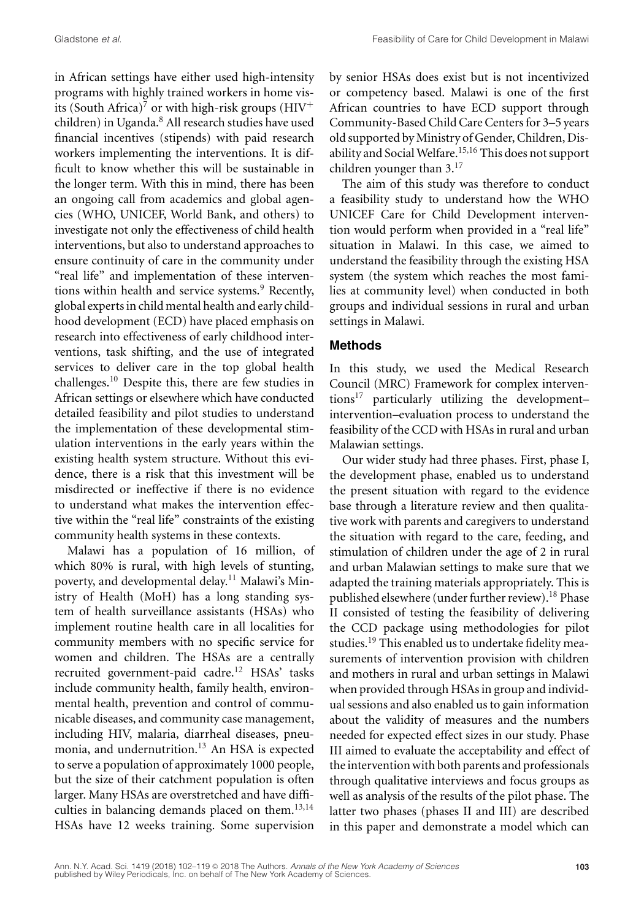in African settings have either used high-intensity programs with highly trained workers in home visits (South Africa)[7] or with high-risk groups (HIV+ children) in Uganda.[8] All research studies have used financial incentives (stipends) with paid research workers implementing the interventions. It is difficult to know whether this will be sustainable in the longer term. With this in mind, there has been an ongoing call from academics and global agencies (WHO, UNICEF, World Bank, and others) to investigate not only the effectiveness of child health interventions, but also to understand approaches to ensure continuity of care in the community under "real life" and implementation of these interventions within health and service systems.[9] Recently, global experts in child mental health and early childhood development (ECD) have placed emphasis on research into effectiveness of early childhood interventions, task shifting, and the use of integrated services to deliver care in the top global health challenges.[10] Despite this, there are few studies in African settings or elsewhere which have conducted detailed feasibility and pilot studies to understand the implementation of these developmental stimulation interventions in the early years within the existing health system structure. Without this evidence, there is a risk that this investment will be misdirected or ineffective if there is no evidence to understand what makes the intervention effective within the "real life" constraints of the existing community health systems in these contexts.

Malawi has a population of 16 million, of which 80% is rural, with high levels of stunting, poverty, and developmental delay.[11] Malawi's Ministry of Health (MoH) has a long standing system of health surveillance assistants (HSAs) who implement routine health care in all localities for community members with no specific service for women and children. The HSAs are a centrally recruited government-paid cadre.[12] HSAs' tasks include community health, family health, environmental health, prevention and control of communicable diseases, and community case management, including HIV, malaria, diarrheal diseases, pneumonia, and undernutrition.[13] An HSA is expected to serve a population of approximately 1000 people, but the size of their catchment population is often larger. Many HSAs are overstretched and have difficulties in balancing demands placed on them.[13,14] HSAs have 12 weeks training. Some supervision by senior HSAs does exist but is not incentivized or competency based. Malawi is one of the first African countries to have ECD support through Community-Based Child Care Centers for 3–5 years old supported by Ministry of Gender, Children, Disability and Social Welfare.[15,16] This does not support children younger than 3.[17]

The aim of this study was therefore to conduct a feasibility study to understand how the WHO UNICEF Care for Child Development intervention would perform when provided in a "real life" situation in Malawi. In this case, we aimed to understand the feasibility through the existing HSA system (the system which reaches the most families at community level) when conducted in both groups and individual sessions in rural and urban settings in Malawi.

## Methods

In this study, we used the Medical Research Council (MRC) Framework for complex interventions[17] particularly utilizing the development–intervention–evaluation process to understand the feasibility of the CCD with HSAs in rural and urban Malawian settings.

Our wider study had three phases. First, phase I, the development phase, enabled us to understand the present situation with regard to the evidence base through a literature review and then qualitative work with parents and caregivers to understand the situation with regard to the care, feeding, and stimulation of children under the age of 2 in rural and urban Malawian settings to make sure that we adapted the training materials appropriately. This is published elsewhere (under further review).[18] Phase II consisted of testing the feasibility of delivering the CCD package using methodologies for pilot studies.[19] This enabled us to undertake fidelity measurements of intervention provision with children and mothers in rural and urban settings in Malawi when provided through HSAs in group and individual sessions and also enabled us to gain information about the validity of measures and the numbers needed for expected effect sizes in our study. Phase III aimed to evaluate the acceptability and effect of the intervention with both parents and professionals through qualitative interviews and focus groups as well as analysis of the results of the pilot phase. The latter two phases (phases II and III) are described in this paper and demonstrate a model which can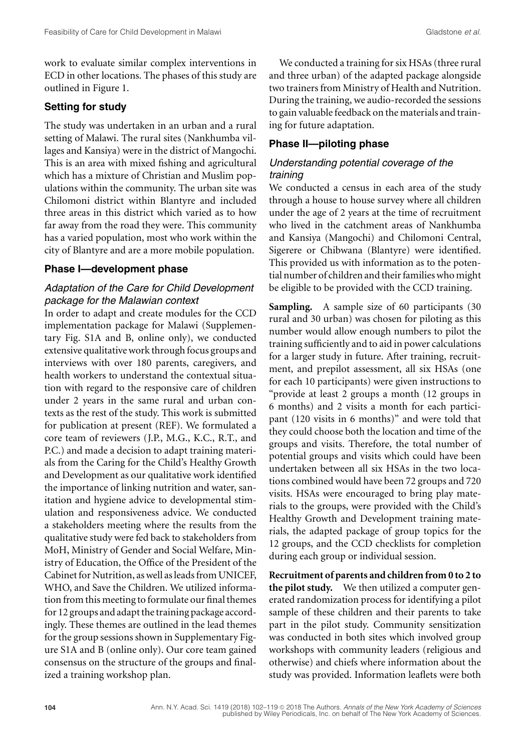work to evaluate similar complex interventions in ECD in other locations. The phases of this study are outlined in Figure 1.

## Setting for study

The study was undertaken in an urban and a rural setting of Malawi. The rural sites (Nankhumba villages and Kansiya) were in the district of Mangochi. This is an area with mixed fishing and agricultural which has a mixture of Christian and Muslim populations within the community. The urban site was Chilomoni district within Blantyre and included three areas in this district which varied as to how far away from the road they were. This community has a varied population, most who work within the city of Blantyre and are a more mobile population.

## Phase I—development phase

### *Adaptation of the Care for Child Development package for the Malawian context*

In order to adapt and create modules for the CCD implementation package for Malawi (Supplementary Fig. S1A and B, online only), we conducted extensive qualitative work through focus groups and interviews with over 180 parents, caregivers, and health workers to understand the contextual situation with regard to the responsive care of children under 2 years in the same rural and urban contexts as the rest of the study. This work is submitted for publication at present (REF). We formulated a core team of reviewers (J.P., M.G., K.C., R.T., and P.C.) and made a decision to adapt training materials from the Caring for the Child's Healthy Growth and Development as our qualitative work identified the importance of linking nutrition and water, sanitation and hygiene advice to developmental stimulation and responsiveness advice. We conducted a stakeholders meeting where the results from the qualitative study were fed back to stakeholders from MoH, Ministry of Gender and Social Welfare, Ministry of Education, the Office of the President of the Cabinet for Nutrition, as well as leads from UNICEF, WHO, and Save the Children. We utilized information from this meeting to formulate our final themes for 12 groups and adapt the training package accordingly. These themes are outlined in the lead themes for the group sessions shown in Supplementary Figure S1A and B (online only). Our core team gained consensus on the structure of the groups and finalized a training workshop plan.

We conducted a training for six HSAs (three rural and three urban) of the adapted package alongside two trainers from Ministry of Health and Nutrition. During the training, we audio-recorded the sessions to gain valuable feedback on the materials and training for future adaptation.

## Phase II—piloting phase

### *Understanding potential coverage of the training*

We conducted a census in each area of the study through a house to house survey where all children under the age of 2 years at the time of recruitment who lived in the catchment areas of Nankhumba and Kansiya (Mangochi) and Chilomoni Central, Sigerere or Chibwana (Blantyre) were identified. This provided us with information as to the potential number of children and their families who might be eligible to be provided with the CCD training.

**Sampling.** A sample size of 60 participants (30 rural and 30 urban) was chosen for piloting as this number would allow enough numbers to pilot the training sufficiently and to aid in power calculations for a larger study in future. After training, recruitment, and prepilot assessment, all six HSAs (one for each 10 participants) were given instructions to "provide at least 2 groups a month (12 groups in 6 months) and 2 visits a month for each participant (120 visits in 6 months)" and were told that they could choose both the location and time of the groups and visits. Therefore, the total number of potential groups and visits which could have been undertaken between all six HSAs in the two locations combined would have been 72 groups and 720 visits. HSAs were encouraged to bring play materials to the groups, were provided with the Child's Healthy Growth and Development training materials, the adapted package of group topics for the 12 groups, and the CCD checklists for completion during each group or individual session.

**Recruitment of parents and children from 0 to 2 to the pilot study.** We then utilized a computer generated randomization process for identifying a pilot sample of these children and their parents to take part in the pilot study. Community sensitization was conducted in both sites which involved group workshops with community leaders (religious and otherwise) and chiefs where information about the study was provided. Information leaflets were both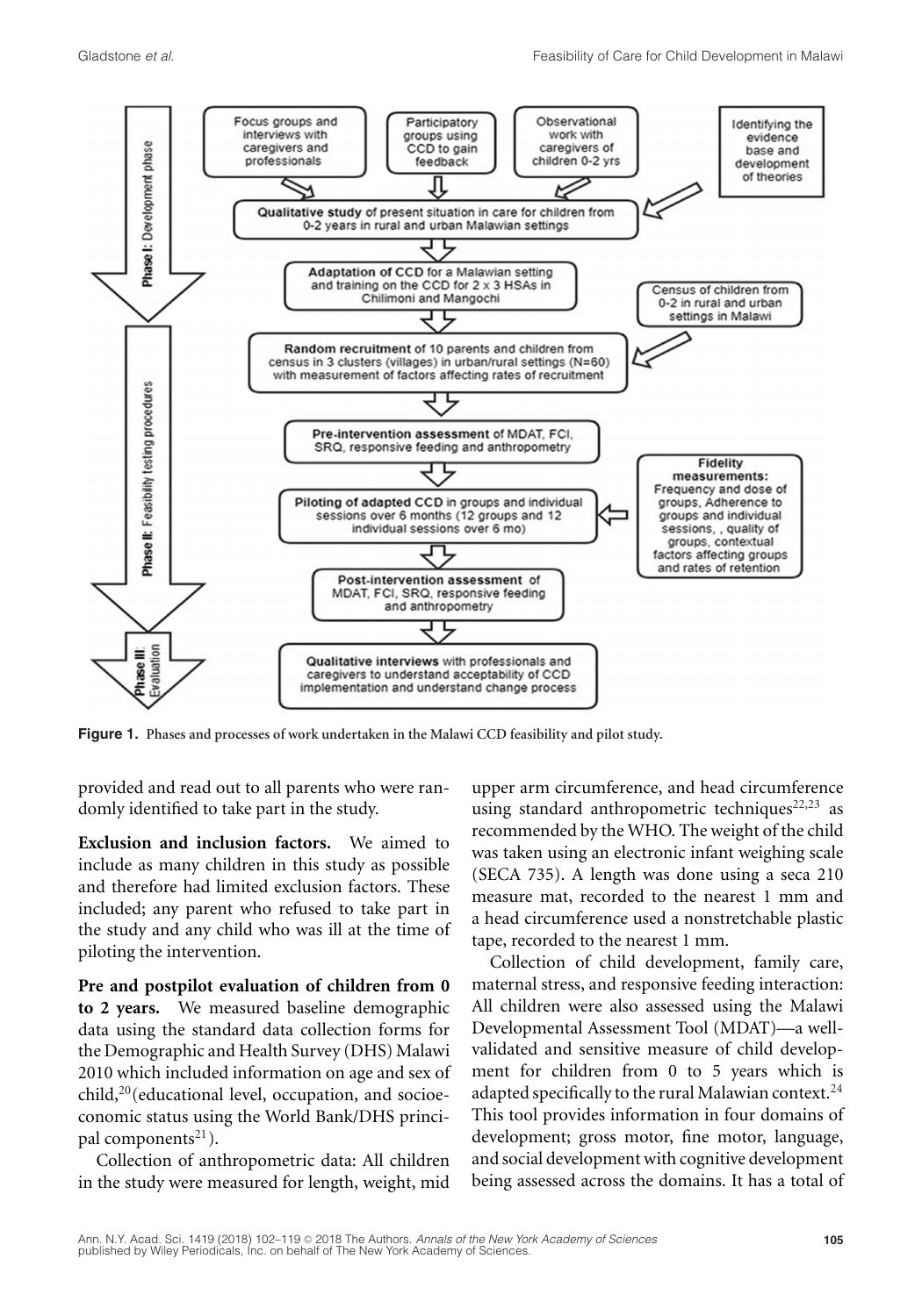**Figure 1.** Phases and processes of work undertaken in the Malawi CCD feasibility and pilot study.

provided and read out to all parents who were randomly identified to take part in the study.

**Exclusion and inclusion factors.** We aimed to include as many children in this study as possible and therefore had limited exclusion factors. These included; any parent who refused to take part in the study and any child who was ill at the time of piloting the intervention.

**Pre and postpilot evaluation of children from 0 to 2 years.** We measured baseline demographic data using the standard data collection forms for the Demographic and Health Survey (DHS) Malawi 2010 which included information on age and sex of child,[20](educational level, occupation, and socioeconomic status using the World Bank/DHS principal components[21]).

Collection of anthropometric data: All children in the study were measured for length, weight, mid upper arm circumference, and head circumference using standard anthropometric techniques[22,23] as recommended by the WHO. The weight of the child was taken using an electronic infant weighing scale (SECA 735). A length was done using a seca 210 measure mat, recorded to the nearest 1 mm and a head circumference used a nonstretchable plastic tape, recorded to the nearest 1 mm.

Collection of child development, family care, maternal stress, and responsive feeding interaction: All children were also assessed using the Malawi Developmental Assessment Tool (MDAT)—a well-validated and sensitive measure of child development for children from 0 to 5 years which is adapted specifically to the rural Malawian context.[24] This tool provides information in four domains of development; gross motor, fine motor, language, and social development with cognitive development being assessed across the domains. It has a total of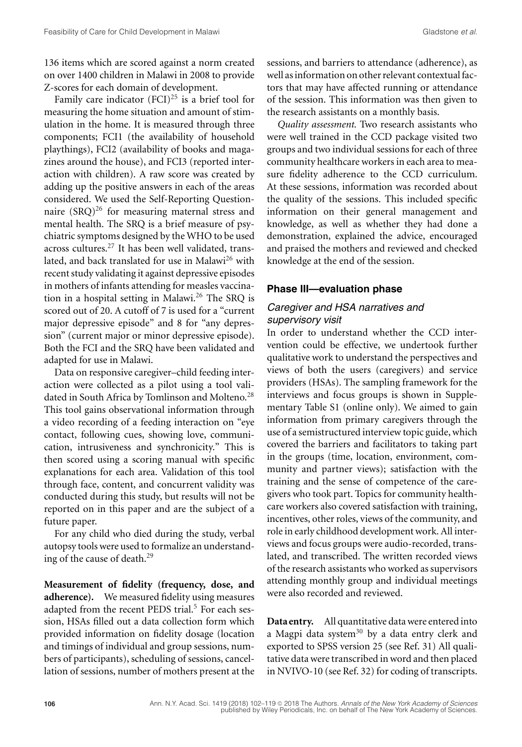136 items which are scored against a norm created on over 1400 children in Malawi in 2008 to provide Z-scores for each domain of development.

Family care indicator (FCI)[25] is a brief tool for measuring the home situation and amount of stimulation in the home. It is measured through three components; FCI1 (the availability of household playthings), FCI2 (availability of books and magazines around the house), and FCI3 (reported interaction with children). A raw score was created by adding up the positive answers in each of the areas considered. We used the Self-Reporting Questionnaire (SRQ)[26] for measuring maternal stress and mental health. The SRQ is a brief measure of psychiatric symptoms designed by the WHO to be used across cultures.[27] It has been well validated, translated, and back translated for use in Malawi[26] with recent study validating it against depressive episodes in mothers of infants attending for measles vaccination in a hospital setting in Malawi.[26] The SRQ is scored out of 20. A cutoff of 7 is used for a "current major depressive episode" and 8 for "any depression" (current major or minor depressive episode). Both the FCI and the SRQ have been validated and adapted for use in Malawi.

Data on responsive caregiver–child feeding interaction were collected as a pilot using a tool validated in South Africa by Tomlinson and Molteno.[28] This tool gains observational information through a video recording of a feeding interaction on "eye contact, following cues, showing love, communication, intrusiveness and synchronicity." This is then scored using a scoring manual with specific explanations for each area. Validation of this tool through face, content, and concurrent validity was conducted during this study, but results will not be reported on in this paper and are the subject of a future paper.

For any child who died during the study, verbal autopsy tools were used to formalize an understanding of the cause of death.[29]

**Measurement of fidelity (frequency, dose, and adherence).** We measured fidelity using measures adapted from the recent PEDS trial.[5] For each session, HSAs filled out a data collection form which provided information on fidelity dosage (location and timings of individual and group sessions, numbers of participants), scheduling of sessions, cancellation of sessions, number of mothers present at the sessions, and barriers to attendance (adherence), as well as information on other relevant contextual factors that may have affected running or attendance of the session. This information was then given to the research assistants on a monthly basis.

*Quality assessment.* Two research assistants who were well trained in the CCD package visited two groups and two individual sessions for each of three community healthcare workers in each area to measure fidelity adherence to the CCD curriculum. At these sessions, information was recorded about the quality of the sessions. This included specific information on their general management and knowledge, as well as whether they had done a demonstration, explained the advice, encouraged and praised the mothers and reviewed and checked knowledge at the end of the session.

## Phase III—evaluation phase

### *Caregiver and HSA narratives and supervisory visit*

In order to understand whether the CCD intervention could be effective, we undertook further qualitative work to understand the perspectives and views of both the users (caregivers) and service providers (HSAs). The sampling framework for the interviews and focus groups is shown in Supplementary Table S1 (online only). We aimed to gain information from primary caregivers through the use of a semistructured interview topic guide, which covered the barriers and facilitators to taking part in the groups (time, location, environment, community and partner views); satisfaction with the training and the sense of competence of the caregivers who took part. Topics for community healthcare workers also covered satisfaction with training, incentives, other roles, views of the community, and role in early childhood development work. All interviews and focus groups were audio-recorded, translated, and transcribed. The written recorded views of the research assistants who worked as supervisors attending monthly group and individual meetings were also recorded and reviewed.

**Data entry.** All quantitative data were entered into a Magpi data system[30] by a data entry clerk and exported to SPSS version 25 (see Ref. 31) All qualitative data were transcribed in word and then placed in NVIVO-10 (see Ref. 32) for coding of transcripts.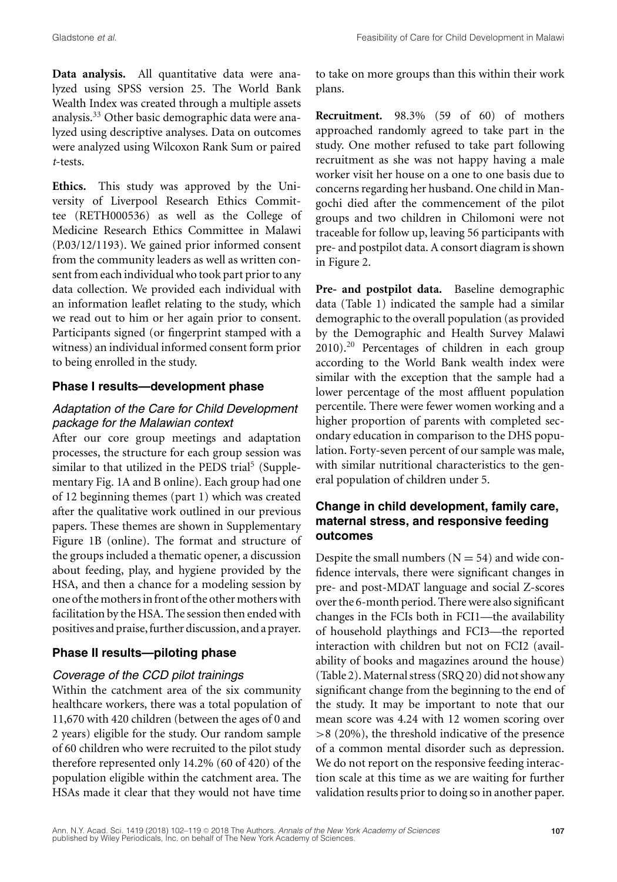**Data analysis.** All quantitative data were analyzed using SPSS version 25. The World Bank Wealth Index was created through a multiple assets analysis.[33] Other basic demographic data were analyzed using descriptive analyses. Data on outcomes were analyzed using Wilcoxon Rank Sum or paired *t*-tests.

**Ethics.** This study was approved by the University of Liverpool Research Ethics Committee (RETH000536) as well as the College of Medicine Research Ethics Committee in Malawi (P.03/12/1193). We gained prior informed consent from the community leaders as well as written consent from each individual who took part prior to any data collection. We provided each individual with an information leaflet relating to the study, which we read out to him or her again prior to consent. Participants signed (or fingerprint stamped with a witness) an individual informed consent form prior to being enrolled in the study.

## Phase I results—development phase

### *Adaptation of the Care for Child Development package for the Malawian context*

After our core group meetings and adaptation processes, the structure for each group session was similar to that utilized in the PEDS trial[5] (Supplementary Fig. 1A and B online). Each group had one of 12 beginning themes (part 1) which was created after the qualitative work outlined in our previous papers. These themes are shown in Supplementary Figure 1B (online). The format and structure of the groups included a thematic opener, a discussion about feeding, play, and hygiene provided by the HSA, and then a chance for a modeling session by one of the mothers in front of the other mothers with facilitation by the HSA. The session then ended with positives and praise, further discussion, and a prayer.

## Phase II results—piloting phase

### *Coverage of the CCD pilot trainings*

Within the catchment area of the six community healthcare workers, there was a total population of 11,670 with 420 children (between the ages of 0 and 2 years) eligible for the study. Our random sample of 60 children who were recruited to the pilot study therefore represented only 14.2% (60 of 420) of the population eligible within the catchment area. The HSAs made it clear that they would not have time to take on more groups than this within their work plans.

**Recruitment.** 98.3% (59 of 60) of mothers approached randomly agreed to take part in the study. One mother refused to take part following recruitment as she was not happy having a male worker visit her house on a one to one basis due to concerns regarding her husband. One child in Mangochi died after the commencement of the pilot groups and two children in Chilomoni were not traceable for follow up, leaving 56 participants with pre- and postpilot data. A consort diagram is shown in Figure 2.

**Pre- and postpilot data.** Baseline demographic data (Table 1) indicated the sample had a similar demographic to the overall population (as provided by the Demographic and Health Survey Malawi 2010).[20] Percentages of children in each group according to the World Bank wealth index were similar with the exception that the sample had a lower percentage of the most affluent population percentile. There were fewer women working and a higher proportion of parents with completed secondary education in comparison to the DHS population. Forty-seven percent of our sample was male, with similar nutritional characteristics to the general population of children under 5.

## Change in child development, family care, maternal stress, and responsive feeding outcomes

Despite the small numbers ($N = 54$) and wide confidence intervals, there were significant changes in pre- and post-MDAT language and social Z-scores over the 6-month period. There were also significant changes in the FCIs both in FCI1—the availability of household playthings and FCI3—the reported interaction with children but not on FCI2 (availability of books and magazines around the house) (Table 2). Maternal stress (SRQ 20) did not show any significant change from the beginning to the end of the study. It may be important to note that our mean score was 4.24 with 12 women scoring over $>8$ (20%), the threshold indicative of the presence of a common mental disorder such as depression. We do not report on the responsive feeding interaction scale at this time as we are waiting for further validation results prior to doing so in another paper.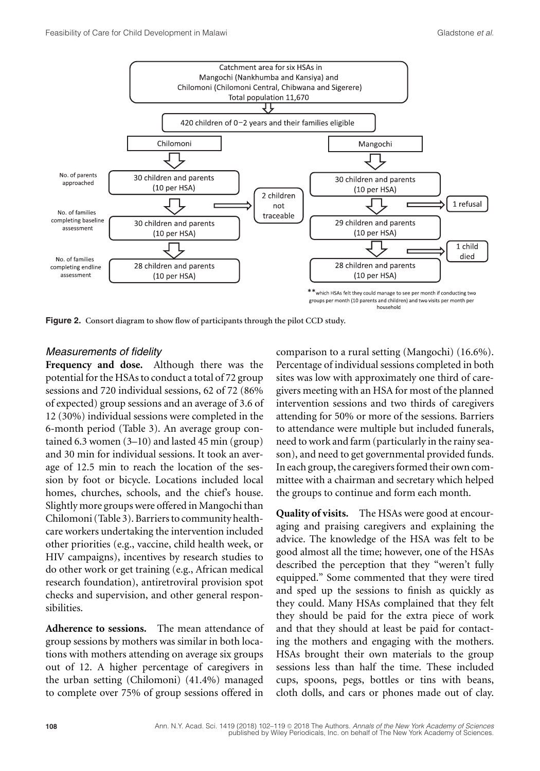Catchment area for six HSAs in Mangochi (Nankhumba and Kansiya) and Chilomoni (Chilomoni Central, Chibwana and Sigerere) Total population 11,670

420 children of 0–2 years and their families eligible

| | Chilomoni | | Mangochi | |
|---|---|---|---|---|
| No. of parents approached | 30 children and parents (10 per HSA) | → 2 children not traceable | 30 children and parents (10 per HSA) | → 1 refusal |
| No. of families completing baseline assessment | 30 children and parents (10 per HSA) | | 29 children and parents (10 per HSA) | → 1 child died |
| No. of families completing endline assessment | 28 children and parents (10 per HSA) | | 28 children and parents (10 per HSA) | |

**which HSAs felt they could manage to see per month if conducting two groups per month (10 parents and children) and two visits per month per household

**Figure 2.** Consort diagram to show flow of participants through the pilot CCD study.

### *Measurements of fidelity*

**Frequency and dose.** Although there was the potential for the HSAs to conduct a total of 72 group sessions and 720 individual sessions, 62 of 72 (86% of expected) group sessions and an average of 3.6 of 12 (30%) individual sessions were completed in the 6-month period (Table 3). An average group contained 6.3 women (3–10) and lasted 45 min (group) and 30 min for individual sessions. It took an average of 12.5 min to reach the location of the session by foot or bicycle. Locations included local homes, churches, schools, and the chief's house. Slightly more groups were offered in Mangochi than Chilomoni (Table 3). Barriers to community healthcare workers undertaking the intervention included other priorities (e.g., vaccine, child health week, or HIV campaigns), incentives by research studies to do other work or get training (e.g., African medical research foundation), antiretroviral provision spot checks and supervision, and other general responsibilities.

**Adherence to sessions.** The mean attendance of group sessions by mothers was similar in both locations with mothers attending on average six groups out of 12. A higher percentage of caregivers in the urban setting (Chilomoni) (41.4%) managed to complete over 75% of group sessions offered in comparison to a rural setting (Mangochi) (16.6%). Percentage of individual sessions completed in both sites was low with approximately one third of caregivers meeting with an HSA for most of the planned intervention sessions and two thirds of caregivers attending for 50% or more of the sessions. Barriers to attendance were multiple but included funerals, need to work and farm (particularly in the rainy season), and need to get governmental provided funds. In each group, the caregivers formed their own committee with a chairman and secretary which helped the groups to continue and form each month.

**Quality of visits.** The HSAs were good at encouraging and praising caregivers and explaining the advice. The knowledge of the HSA was felt to be good almost all the time; however, one of the HSAs described the perception that they "weren't fully equipped." Some commented that they were tired and sped up the sessions to finish as quickly as they could. Many HSAs complained that they felt they should be paid for the extra piece of work and that they should at least be paid for contacting the mothers and engaging with the mothers. HSAs brought their own materials to the group sessions less than half the time. These included cups, spoons, pegs, bottles or tins with beans, cloth dolls, and cars or phones made out of clay.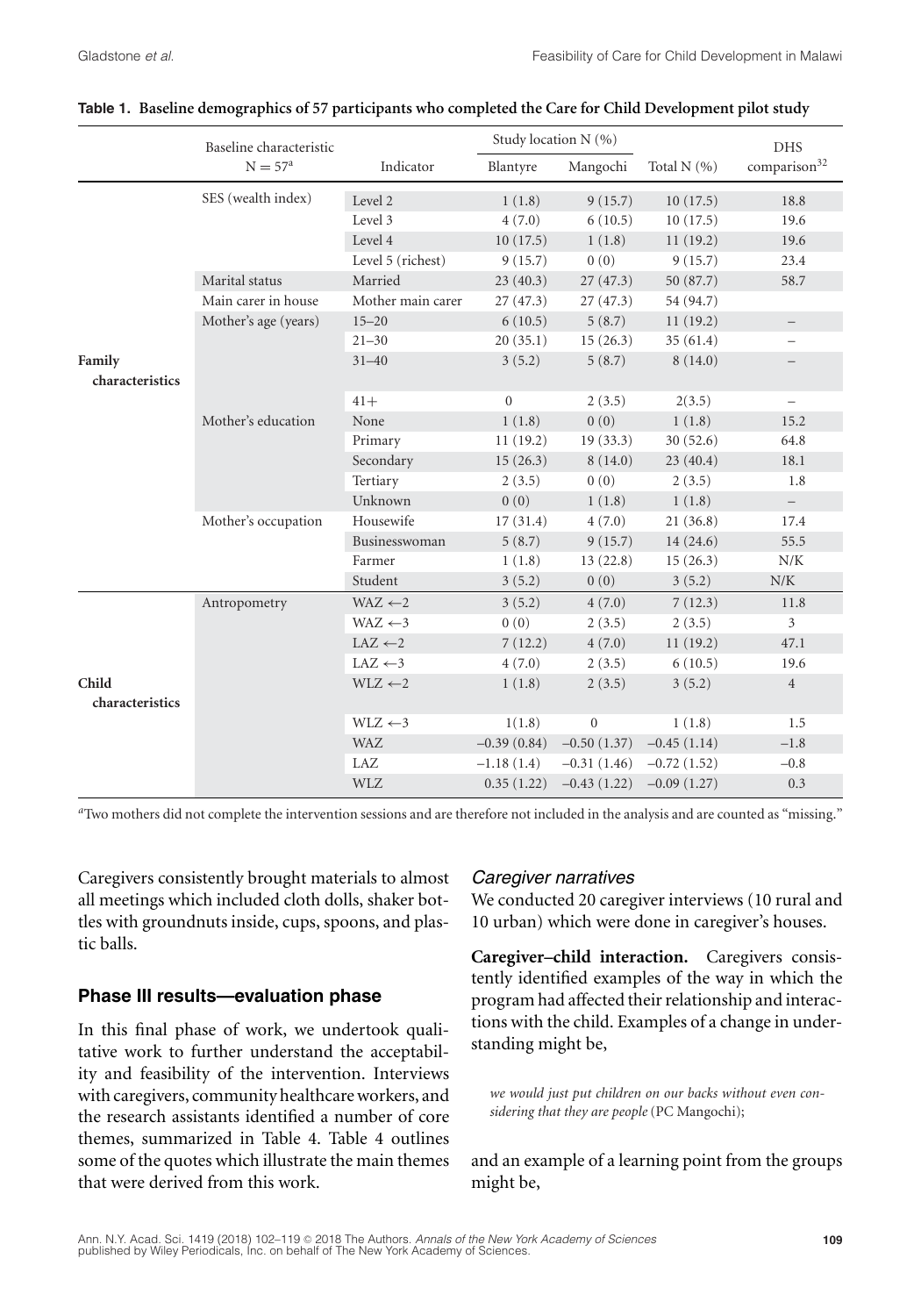**Table 1. Baseline demographics of 57 participants who completed the Care for Child Development pilot study**

| | Baseline characteristic $N = 57^a$ | Indicator | Study location N (%) Blantyre | Mangochi | Total N (%) | DHS comparison[32] |
|---|---|---|---|---|---|---|
| Family characteristics | SES (wealth index) | Level 2 | 1 (1.8) | 9 (15.7) | 10 (17.5) | 18.8 |
| | | Level 3 | 4 (7.0) | 6 (10.5) | 10 (17.5) | 19.6 |
| | | Level 4 | 10 (17.5) | 1 (1.8) | 11 (19.2) | 19.6 |
| | | Level 5 (richest) | 9 (15.7) | 0 (0) | 9 (15.7) | 23.4 |
| | Marital status | Married | 23 (40.3) | 27 (47.3) | 50 (87.7) | 58.7 |
| | Main carer in house | Mother main carer | 27 (47.3) | 27 (47.3) | 54 (94.7) | |
| | Mother's age (years) | 15–20 | 6 (10.5) | 5 (8.7) | 11 (19.2) | – |
| | | 21–30 | 20 (35.1) | 15 (26.3) | 35 (61.4) | – |
| | | 31–40 | 3 (5.2) | 5 (8.7) | 8 (14.0) | – |
| | | 41+ | 0 | 2 (3.5) | 2(3.5) | – |
| | Mother's education | None | 1 (1.8) | 0 (0) | 1 (1.8) | 15.2 |
| | | Primary | 11 (19.2) | 19 (33.3) | 30 (52.6) | 64.8 |
| | | Secondary | 15 (26.3) | 8 (14.0) | 23 (40.4) | 18.1 |
| | | Tertiary | 2 (3.5) | 0 (0) | 2 (3.5) | 1.8 |
| | | Unknown | 0 (0) | 1 (1.8) | 1 (1.8) | – |
| | Mother's occupation | Housewife | 17 (31.4) | 4 (7.0) | 21 (36.8) | 17.4 |
| | | Businesswoman | 5 (8.7) | 9 (15.7) | 14 (24.6) | 55.5 |
| | | Farmer | 1 (1.8) | 13 (22.8) | 15 (26.3) | N/K |
| | | Student | 3 (5.2) | 0 (0) | 3 (5.2) | N/K |
| Child characteristics | Antropometry | WAZ ←2 | 3 (5.2) | 4 (7.0) | 7 (12.3) | 11.8 |
| | | WAZ ←3 | 0 (0) | 2 (3.5) | 2 (3.5) | 3 |
| | | LAZ ←2 | 7 (12.2) | 4 (7.0) | 11 (19.2) | 47.1 |
| | | LAZ ←3 | 4 (7.0) | 2 (3.5) | 6 (10.5) | 19.6 |
| | | WLZ ←2 | 1 (1.8) | 2 (3.5) | 3 (5.2) | 4 |
| | | WLZ ←3 | 1(1.8) | 0 | 1 (1.8) | 1.5 |
| | | WAZ | −0.39 (0.84) | −0.50 (1.37) | −0.45 (1.14) | −1.8 |
| | | LAZ | −1.18 (1.4) | −0.31 (1.46) | −0.72 (1.52) | −0.8 |
| | | WLZ | 0.35 (1.22) | −0.43 (1.22) | −0.09 (1.27) | 0.3 |

[a]Two mothers did not complete the intervention sessions and are therefore not included in the analysis and are counted as "missing."

Caregivers consistently brought materials to almost all meetings which included cloth dolls, shaker bottles with groundnuts inside, cups, spoons, and plastic balls.

### Phase III results—evaluation phase

In this final phase of work, we undertook qualitative work to further understand the acceptability and feasibility of the intervention. Interviews with caregivers, community healthcare workers, and the research assistants identified a number of core themes, summarized in Table 4. Table 4 outlines some of the quotes which illustrate the main themes that were derived from this work.

#### *Caregiver narratives*

We conducted 20 caregiver interviews (10 rural and 10 urban) which were done in caregiver's houses.

**Caregiver–child interaction.** Caregivers consistently identified examples of the way in which the program had affected their relationship and interactions with the child. Examples of a change in understanding might be,

> *we would just put children on our backs without even considering that they are people* (PC Mangochi);

and an example of a learning point from the groups might be,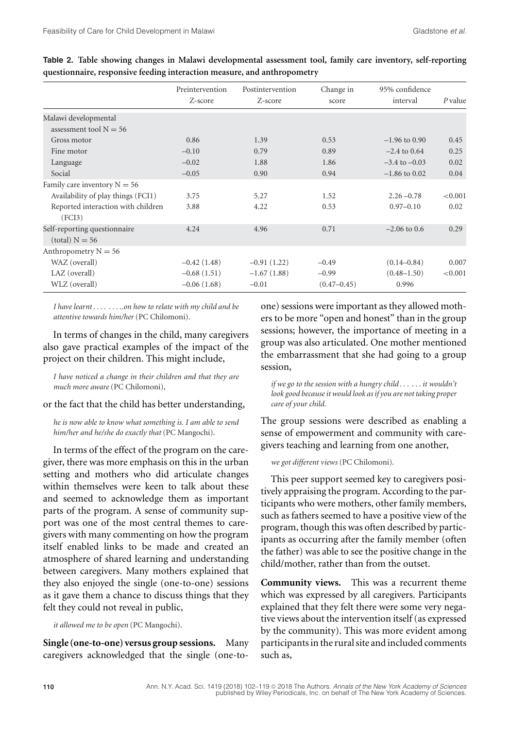**Table 2. Table showing changes in Malawi developmental assessment tool, family care inventory, self-reporting questionnaire, responsive feeding interaction measure, and anthropometry**

| | Preintervention Z-score | Postintervention Z-score | Change in score | 95% confidence interval | *P* value |
|---|---|---|---|---|---|
| Malawi developmental assessment tool N = 56 | | | | | |
| Gross motor | 0.86 | 1.39 | 0.53 | −1.96 to 0.90 | 0.45 |
| Fine motor | −0.10 | 0.79 | 0.89 | −2.4 to 0.64 | 0.25 |
| Language | −0.02 | 1.88 | 1.86 | −3.4 to −0.03 | 0.02 |
| Social | −0.05 | 0.90 | 0.94 | −1.86 to 0.02 | 0.04 |
| Family care inventory N = 56 | | | | | |
| Availability of play things (FCI1) | 3.75 | 5.27 | 1.52 | 2.26 −0.78 | <0.001 |
| Reported interaction with children (FCI3) | 3.88 | 4.22 | 0.53 | 0.97–0.10 | 0.02 |
| Self-reporting questionnaire (total) N = 56 | 4.24 | 4.96 | 0.71 | −2.06 to 0.6 | 0.29 |
| Anthropometry N = 56 | | | | | |
| WAZ (overall) | −0.42 (1.48) | −0.91 (1.22) | −0.49 | (0.14–0.84) | 0.007 |
| LAZ (overall) | −0.68 (1.51) | −1.67 (1.88) | −0.99 | (0.48–1.50) | <0.001 |
| WLZ (overall) | −0.06 (1.68) | −0.01 | (0.47–0.45) | 0.996 | |

*I have learnt . . . . . . . ..on how to relate with my child and be attentive towards him/her* (PC Chilomoni).

In terms of changes in the child, many caregivers also gave practical examples of the impact of the project on their children. This might include,

*I have noticed a change in their children and that they are much more aware* (PC Chilomoni),

or the fact that the child has better understanding,

*he is now able to know what something is. I am able to send him/her and he/she do exactly that* (PC Mangochi).

In terms of the effect of the program on the caregiver, there was more emphasis on this in the urban setting and mothers who did articulate changes within themselves were keen to talk about these and seemed to acknowledge them as important parts of the program. A sense of community support was one of the most central themes to caregivers with many commenting on how the program itself enabled links to be made and created an atmosphere of shared learning and understanding between caregivers. Many mothers explained that they also enjoyed the single (one-to-one) sessions as it gave them a chance to discuss things that they felt they could not reveal in public,

*it allowed me to be open* (PC Mangochi).

**Single (one-to-one) versus group sessions.** Many caregivers acknowledged that the single (one-to-one) sessions were important as they allowed mothers to be more "open and honest" than in the group sessions; however, the importance of meeting in a group was also articulated. One mother mentioned the embarrassment that she had going to a group session,

*if we go to the session with a hungry child . . . . . . it wouldn't look good because it would look as if you are not taking proper care of your child.*

The group sessions were described as enabling a sense of empowerment and community with caregivers teaching and learning from one another,

*we got different views* (PC Chilomoni).

This peer support seemed key to caregivers positively appraising the program. According to the participants who were mothers, other family members, such as fathers seemed to have a positive view of the program, though this was often described by participants as occurring after the family member (often the father) was able to see the positive change in the child/mother, rather than from the outset.

**Community views.** This was a recurrent theme which was expressed by all caregivers. Participants explained that they felt there were some very negative views about the intervention itself (as expressed by the community). This was more evident among participants in the rural site and included comments such as,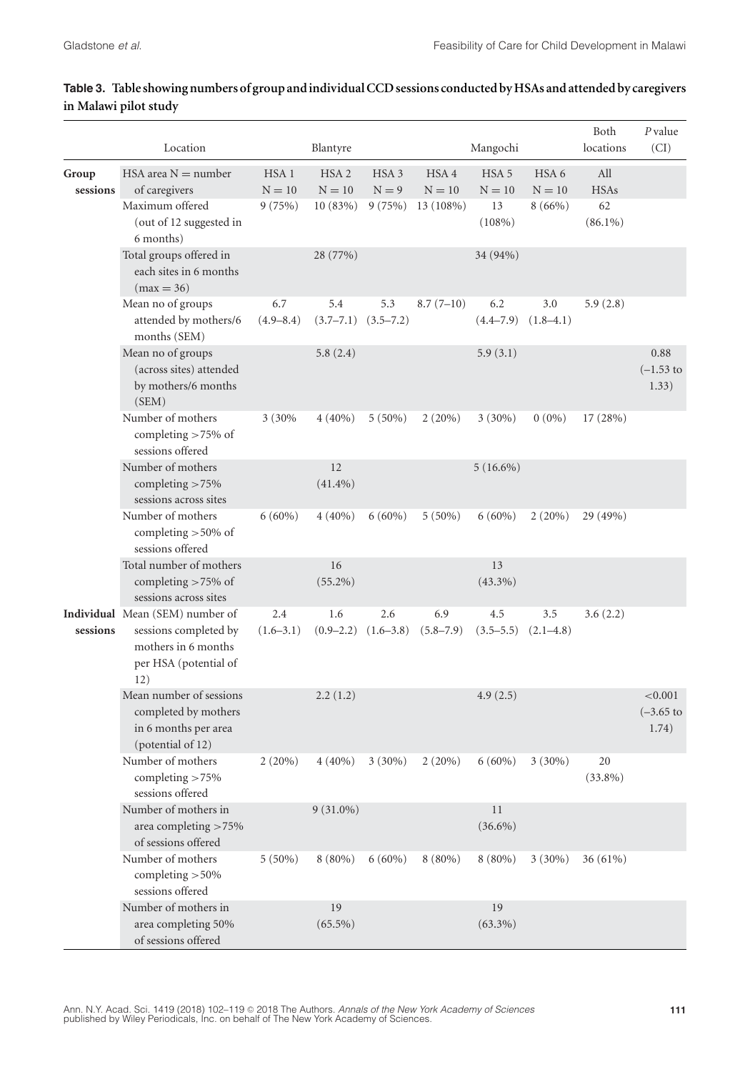**Table 3. Table showing numbers of group and individual CCD sessions conducted by HSAs and attended by caregivers in Malawi pilot study**

| | Location | Blantyre | | | | Mangochi | | Both locations | P value (CI) |
|---|---|---|---|---|---|---|---|---|---|
| Group sessions | HSA area N = number of caregivers | HSA 1 N = 10 | HSA 2 N = 10 | HSA 3 N = 9 | HSA 4 N = 10 | HSA 5 N = 10 | HSA 6 N = 10 | All HSAs | |
| | Maximum offered (out of 12 suggested in 6 months) | 9 (75%) | 10 (83%) | 9 (75%) | 13 (108%) | 13 (108%) | 8 (66%) | 62 (86.1%) | |
| | Total groups offered in each sites in 6 months (max = 36) | | 28 (77%) | | | 34 (94%) | | | |
| | Mean no of groups attended by mothers/6 months (SEM) | 6.7 (4.9–8.4) | 5.4 (3.7–7.1) | 5.3 (3.5–7.2) | 8.7 (7–10) | 6.2 (4.4–7.9) | 3.0 (1.8–4.1) | 5.9 (2.8) | |
| | Mean no of groups (across sites) attended by mothers/6 months (SEM) | | 5.8 (2.4) | | | 5.9 (3.1) | | | 0.88 (–1.53 to 1.33) |
| | Number of mothers completing >75% of sessions offered | 3 (30% | 4 (40%) | 5 (50%) | 2 (20%) | 3 (30%) | 0 (0%) | 17 (28%) | |
| | Number of mothers completing >75% sessions across sites | | 12 (41.4%) | | | 5 (16.6%) | | | |
| | Number of mothers completing >50% of sessions offered | 6 (60%) | 4 (40%) | 6 (60%) | 5 (50%) | 6 (60%) | 2 (20%) | 29 (49%) | |
| | Total number of mothers completing >75% of sessions across sites | | 16 (55.2%) | | | 13 (43.3%) | | | |
| Individual sessions | Mean (SEM) number of sessions completed by mothers in 6 months per HSA (potential of 12) | 2.4 (1.6–3.1) | 1.6 (0.9–2.2) | 2.6 (1.6–3.8) | 6.9 (5.8–7.9) | 4.5 (3.5–5.5) | 3.5 (2.1–4.8) | 3.6 (2.2) | |
| | Mean number of sessions completed by mothers in 6 months per area (potential of 12) | | 2.2 (1.2) | | | 4.9 (2.5) | | | <0.001 (–3.65 to 1.74) |
| | Number of mothers completing >75% sessions offered | 2 (20%) | 4 (40%) | 3 (30%) | 2 (20%) | 6 (60%) | 3 (30%) | 20 (33.8%) | |
| | Number of mothers in area completing >75% of sessions offered | | 9 (31.0%) | | | 11 (36.6%) | | | |
| | Number of mothers completing >50% sessions offered | 5 (50%) | 8 (80%) | 6 (60%) | 8 (80%) | 8 (80%) | 3 (30%) | 36 (61%) | |
| | Number of mothers in area completing 50% of sessions offered | | 19 (65.5%) | | | 19 (63.3%) | | | |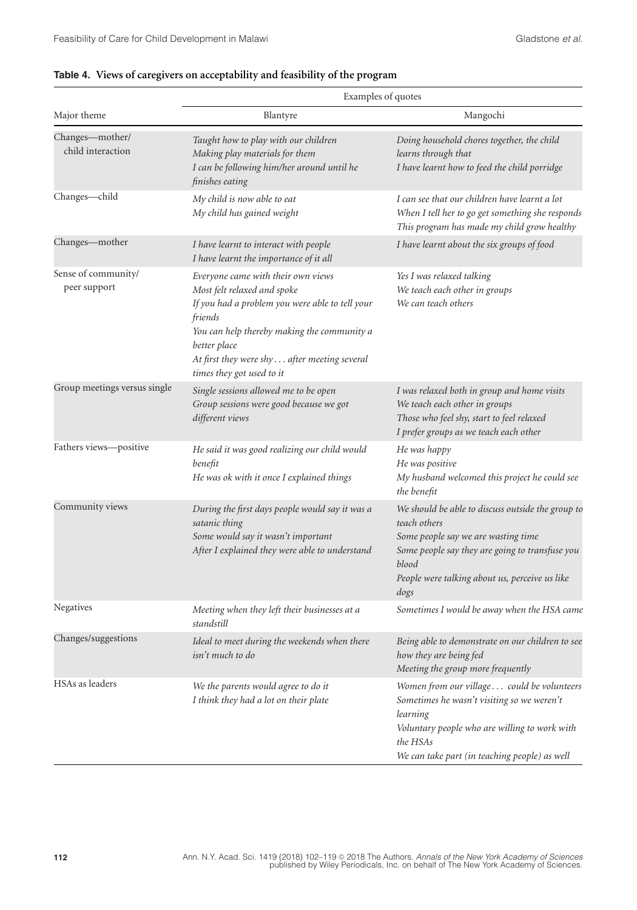**Table 4. Views of caregivers on acceptability and feasibility of the program**

| Major theme | Examples of quotes | |
|---|---|---|
| | Blantyre | Mangochi |
| Changes—mother/child interaction | *Taught how to play with our children*<br>*Making play materials for them*<br>*I can be following him/her around until he finishes eating* | *Doing household chores together, the child learns through that*<br>*I have learnt how to feed the child porridge* |
| Changes—child | *My child is now able to eat*<br>*My child has gained weight* | *I can see that our children have learnt a lot*<br>*When I tell her to go get something she responds*<br>*This program has made my child grow healthy* |
| Changes—mother | *I have learnt to interact with people*<br>*I have learnt the importance of it all* | *I have learnt about the six groups of food* |
| Sense of community/peer support | *Everyone came with their own views*<br>*Most felt relaxed and spoke*<br>*If you had a problem you were able to tell your friends*<br>*You can help thereby making the community a better place*<br>*At first they were shy . . . after meeting several times they got used to it* | *Yes I was relaxed talking*<br>*We teach each other in groups*<br>*We can teach others* |
| Group meetings versus single | *Single sessions allowed me to be open*<br>*Group sessions were good because we got different views* | *I was relaxed both in group and home visits*<br>*We teach each other in groups*<br>*Those who feel shy, start to feel relaxed*<br>*I prefer groups as we teach each other* |
| Fathers views—positive | *He said it was good realizing our child would benefit*<br>*He was ok with it once I explained things* | *He was happy*<br>*He was positive*<br>*My husband welcomed this project he could see the benefit* |
| Community views | *During the first days people would say it was a satanic thing*<br>*Some would say it wasn't important*<br>*After I explained they were able to understand* | *We should be able to discuss outside the group to teach others*<br>*Some people say we are wasting time*<br>*Some people say they are going to transfuse you blood*<br>*People were talking about us, perceive us like dogs* |
| Negatives | *Meeting when they left their businesses at a standstill* | *Sometimes I would be away when the HSA came* |
| Changes/suggestions | *Ideal to meet during the weekends when there isn't much to do* | *Being able to demonstrate on our children to see how they are being fed*<br>*Meeting the group more frequently* |
| HSAs as leaders | *We the parents would agree to do it*<br>*I think they had a lot on their plate* | *Women from our village . . . could be volunteers*<br>*Sometimes he wasn't visiting so we weren't learning*<br>*Voluntary people who are willing to work with the HSAs*<br>*We can take part (in teaching people) as well* |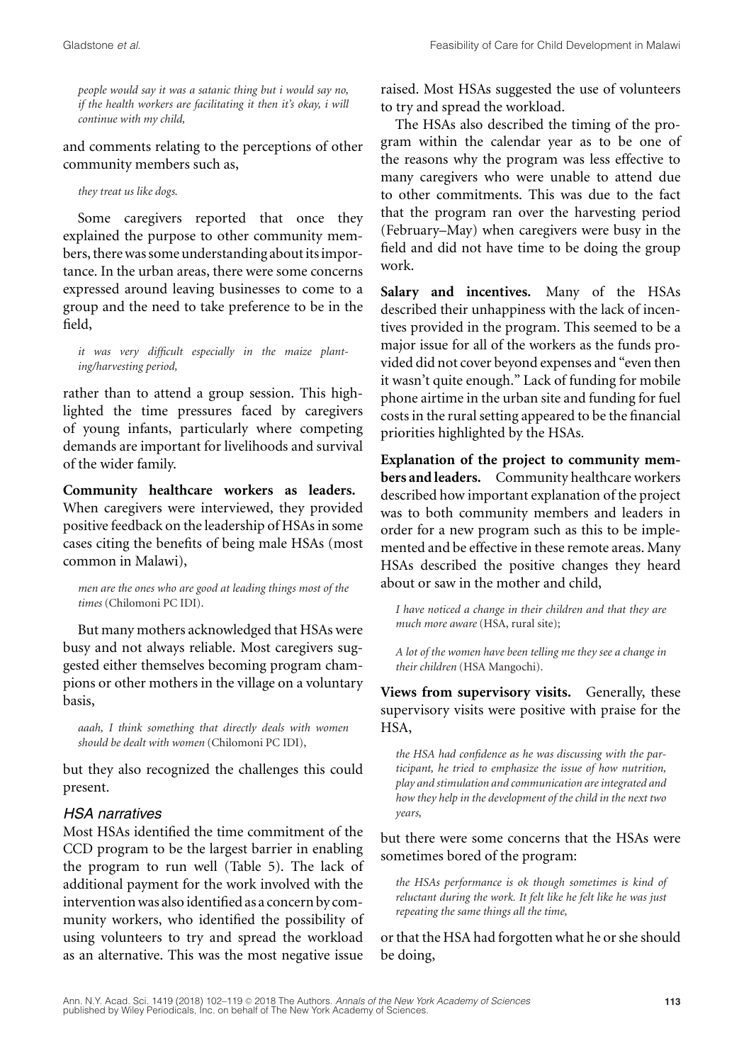*people would say it was a satanic thing but i would say no, if the health workers are facilitating it then it's okay, i will continue with my child,*

and comments relating to the perceptions of other community members such as,

*they treat us like dogs.*

Some caregivers reported that once they explained the purpose to other community members, there was some understanding about its importance. In the urban areas, there were some concerns expressed around leaving businesses to come to a group and the need to take preference to be in the field,

*it was very difficult especially in the maize planting/harvesting period,*

rather than to attend a group session. This highlighted the time pressures faced by caregivers of young infants, particularly where competing demands are important for livelihoods and survival of the wider family.

**Community healthcare workers as leaders.** When caregivers were interviewed, they provided positive feedback on the leadership of HSAs in some cases citing the benefits of being male HSAs (most common in Malawi),

*men are the ones who are good at leading things most of the times* (Chilomoni PC IDI).

But many mothers acknowledged that HSAs were busy and not always reliable. Most caregivers suggested either themselves becoming program champions or other mothers in the village on a voluntary basis,

*aaah, I think something that directly deals with women should be dealt with women* (Chilomoni PC IDI),

but they also recognized the challenges this could present.

### *HSA narratives*

Most HSAs identified the time commitment of the CCD program to be the largest barrier in enabling the program to run well (Table 5). The lack of additional payment for the work involved with the intervention was also identified as a concern by community workers, who identified the possibility of using volunteers to try and spread the workload as an alternative. This was the most negative issue raised. Most HSAs suggested the use of volunteers to try and spread the workload.

The HSAs also described the timing of the program within the calendar year as to be one of the reasons why the program was less effective to many caregivers who were unable to attend due to other commitments. This was due to the fact that the program ran over the harvesting period (February–May) when caregivers were busy in the field and did not have time to be doing the group work.

**Salary and incentives.** Many of the HSAs described their unhappiness with the lack of incentives provided in the program. This seemed to be a major issue for all of the workers as the funds provided did not cover beyond expenses and "even then it wasn't quite enough." Lack of funding for mobile phone airtime in the urban site and funding for fuel costs in the rural setting appeared to be the financial priorities highlighted by the HSAs.

**Explanation of the project to community members and leaders.** Community healthcare workers described how important explanation of the project was to both community members and leaders in order for a new program such as this to be implemented and be effective in these remote areas. Many HSAs described the positive changes they heard about or saw in the mother and child,

*I have noticed a change in their children and that they are much more aware* (HSA, rural site);

*A lot of the women have been telling me they see a change in their children* (HSA Mangochi).

**Views from supervisory visits.** Generally, these supervisory visits were positive with praise for the HSA,

*the HSA had confidence as he was discussing with the participant, he tried to emphasize the issue of how nutrition, play and stimulation and communication are integrated and how they help in the development of the child in the next two years,*

but there were some concerns that the HSAs were sometimes bored of the program:

*the HSAs performance is ok though sometimes is kind of reluctant during the work. It felt like he felt like he was just repeating the same things all the time,*

or that the HSA had forgotten what he or she should be doing,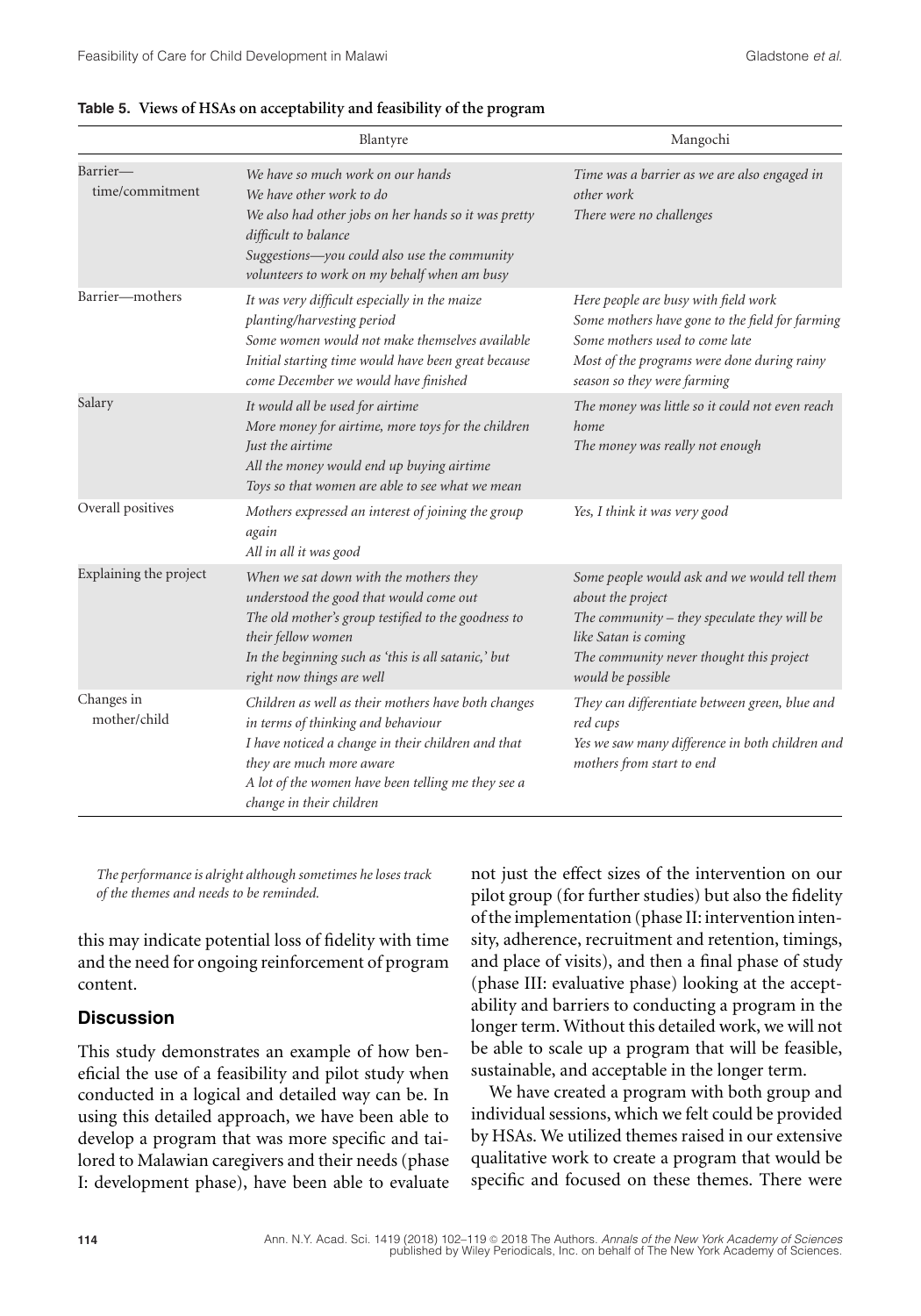**Table 5. Views of HSAs on acceptability and feasibility of the program**

| | Blantyre | Mangochi |
|---|---|---|
| Barrier—time/commitment | *We have so much work on our hands*<br>*We have other work to do*<br>*We also had other jobs on her hands so it was pretty difficult to balance*<br>*Suggestions—you could also use the community volunteers to work on my behalf when am busy* | *Time was a barrier as we are also engaged in other work*<br>*There were no challenges* |
| Barrier—mothers | *It was very difficult especially in the maize planting/harvesting period*<br>*Some women would not make themselves available*<br>*Initial starting time would have been great because come December we would have finished* | *Here people are busy with field work*<br>*Some mothers have gone to the field for farming*<br>*Some mothers used to come late*<br>*Most of the programs were done during rainy season so they were farming* |
| Salary | *It would all be used for airtime*<br>*More money for airtime, more toys for the children*<br>*Just the airtime*<br>*All the money would end up buying airtime*<br>*Toys so that women are able to see what we mean* | *The money was little so it could not even reach home*<br>*The money was really not enough* |
| Overall positives | *Mothers expressed an interest of joining the group again*<br>*All in all it was good* | *Yes, I think it was very good* |
| Explaining the project | *When we sat down with the mothers they understood the good that would come out*<br>*The old mother's group testified to the goodness to their fellow women*<br>*In the beginning such as 'this is all satanic,' but right now things are well* | *Some people would ask and we would tell them about the project*<br>*The community – they speculate they will be like Satan is coming*<br>*The community never thought this project would be possible* |
| Changes in mother/child | *Children as well as their mothers have both changes in terms of thinking and behaviour*<br>*I have noticed a change in their children and that they are much more aware*<br>*A lot of the women have been telling me they see a change in their children* | *They can differentiate between green, blue and red cups*<br>*Yes we saw many difference in both children and mothers from start to end* |

*The performance is alright although sometimes he loses track of the themes and needs to be reminded.*

this may indicate potential loss of fidelity with time and the need for ongoing reinforcement of program content.

## Discussion

This study demonstrates an example of how beneficial the use of a feasibility and pilot study when conducted in a logical and detailed way can be. In using this detailed approach, we have been able to develop a program that was more specific and tailored to Malawian caregivers and their needs (phase I: development phase), have been able to evaluate not just the effect sizes of the intervention on our pilot group (for further studies) but also the fidelity of the implementation (phase II: intervention intensity, adherence, recruitment and retention, timings, and place of visits), and then a final phase of study (phase III: evaluative phase) looking at the acceptability and barriers to conducting a program in the longer term. Without this detailed work, we will not be able to scale up a program that will be feasible, sustainable, and acceptable in the longer term.

We have created a program with both group and individual sessions, which we felt could be provided by HSAs. We utilized themes raised in our extensive qualitative work to create a program that would be specific and focused on these themes. There were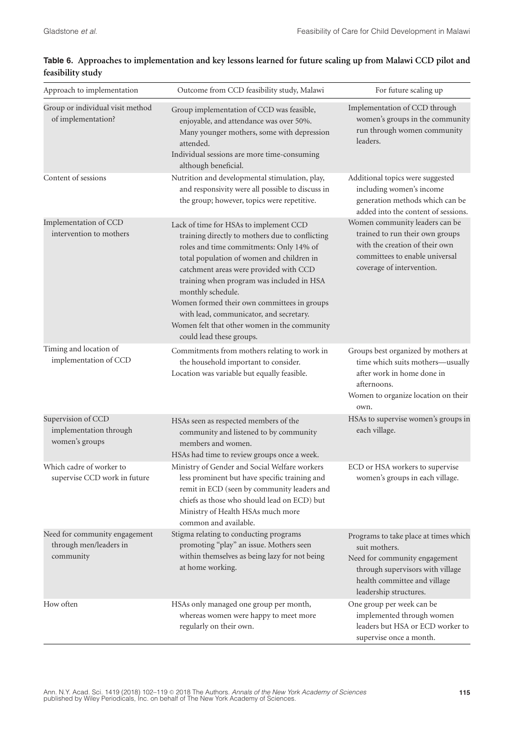**Table 6. Approaches to implementation and key lessons learned for future scaling up from Malawi CCD pilot and feasibility study**

| Approach to implementation | Outcome from CCD feasibility study, Malawi | For future scaling up |
|---|---|---|
| Group or individual visit method of implementation? | Group implementation of CCD was feasible, enjoyable, and attendance was over 50%. Many younger mothers, some with depression attended. Individual sessions are more time-consuming although beneficial. | Implementation of CCD through women's groups in the community run through women community leaders. |
| Content of sessions | Nutrition and developmental stimulation, play, and responsivity were all possible to discuss in the group; however, topics were repetitive. | Additional topics were suggested including women's income generation methods which can be added into the content of sessions. |
| Implementation of CCD intervention to mothers | Lack of time for HSAs to implement CCD training directly to mothers due to conflicting roles and time commitments: Only 14% of total population of women and children in catchment areas were provided with CCD training when program was included in HSA monthly schedule. Women formed their own committees in groups with lead, communicator, and secretary. Women felt that other women in the community could lead these groups. | Women community leaders can be trained to run their own groups with the creation of their own committees to enable universal coverage of intervention. |
| Timing and location of implementation of CCD | Commitments from mothers relating to work in the household important to consider. Location was variable but equally feasible. | Groups best organized by mothers at time which suits mothers—usually after work in home done in afternoons. Women to organize location on their own. |
| Supervision of CCD implementation through women's groups | HSAs seen as respected members of the community and listened to by community members and women. HSAs had time to review groups once a week. | HSAs to supervise women's groups in each village. |
| Which cadre of worker to supervise CCD work in future | Ministry of Gender and Social Welfare workers less prominent but have specific training and remit in ECD (seen by community leaders and chiefs as those who should lead on ECD) but Ministry of Health HSAs much more common and available. | ECD or HSA workers to supervise women's groups in each village. |
| Need for community engagement through men/leaders in community | Stigma relating to conducting programs promoting "play" an issue. Mothers seen within themselves as being lazy for not being at home working. | Programs to take place at times which suit mothers. Need for community engagement through supervisors with village health committee and village leadership structures. |
| How often | HSAs only managed one group per month, whereas women were happy to meet more regularly on their own. | One group per week can be implemented through women leaders but HSA or ECD worker to supervise once a month. |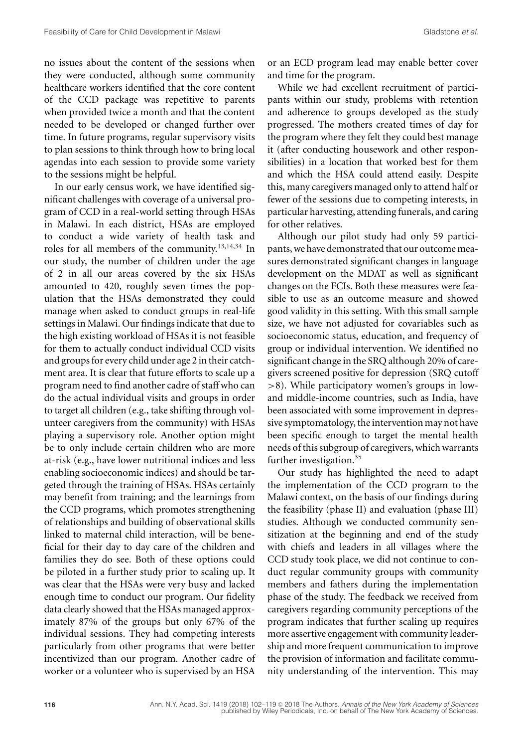no issues about the content of the sessions when they were conducted, although some community healthcare workers identified that the core content of the CCD package was repetitive to parents when provided twice a month and that the content needed to be developed or changed further over time. In future programs, regular supervisory visits to plan sessions to think through how to bring local agendas into each session to provide some variety to the sessions might be helpful.

In our early census work, we have identified significant challenges with coverage of a universal program of CCD in a real-world setting through HSAs in Malawi. In each district, HSAs are employed to conduct a wide variety of health task and roles for all members of the community.[13,14,34] In our study, the number of children under the age of 2 in all our areas covered by the six HSAs amounted to 420, roughly seven times the population that the HSAs demonstrated they could manage when asked to conduct groups in real-life settings in Malawi. Our findings indicate that due to the high existing workload of HSAs it is not feasible for them to actually conduct individual CCD visits and groups for every child under age 2 in their catchment area. It is clear that future efforts to scale up a program need to find another cadre of staff who can do the actual individual visits and groups in order to target all children (e.g., take shifting through volunteer caregivers from the community) with HSAs playing a supervisory role. Another option might be to only include certain children who are more at-risk (e.g., have lower nutritional indices and less enabling socioeconomic indices) and should be targeted through the training of HSAs. HSAs certainly may benefit from training; and the learnings from the CCD programs, which promotes strengthening of relationships and building of observational skills linked to maternal child interaction, will be beneficial for their day to day care of the children and families they do see. Both of these options could be piloted in a further study prior to scaling up. It was clear that the HSAs were very busy and lacked enough time to conduct our program. Our fidelity data clearly showed that the HSAs managed approximately 87% of the groups but only 67% of the individual sessions. They had competing interests particularly from other programs that were better incentivized than our program. Another cadre of worker or a volunteer who is supervised by an HSA or an ECD program lead may enable better cover and time for the program.

While we had excellent recruitment of participants within our study, problems with retention and adherence to groups developed as the study progressed. The mothers created times of day for the program where they felt they could best manage it (after conducting housework and other responsibilities) in a location that worked best for them and which the HSA could attend easily. Despite this, many caregivers managed only to attend half or fewer of the sessions due to competing interests, in particular harvesting, attending funerals, and caring for other relatives.

Although our pilot study had only 59 participants, we have demonstrated that our outcome measures demonstrated significant changes in language development on the MDAT as well as significant changes on the FCIs. Both these measures were feasible to use as an outcome measure and showed good validity in this setting. With this small sample size, we have not adjusted for covariables such as socioeconomic status, education, and frequency of group or individual intervention. We identified no significant change in the SRQ although 20% of caregivers screened positive for depression (SRQ cutoff $>8$). While participatory women's groups in low- and middle-income countries, such as India, have been associated with some improvement in depressive symptomatology, the intervention may not have been specific enough to target the mental health needs of this subgroup of caregivers, which warrants further investigation.[35]

Our study has highlighted the need to adapt the implementation of the CCD program to the Malawi context, on the basis of our findings during the feasibility (phase II) and evaluation (phase III) studies. Although we conducted community sensitization at the beginning and end of the study with chiefs and leaders in all villages where the CCD study took place, we did not continue to conduct regular community groups with community members and fathers during the implementation phase of the study. The feedback we received from caregivers regarding community perceptions of the program indicates that further scaling up requires more assertive engagement with community leadership and more frequent communication to improve the provision of information and facilitate community understanding of the intervention. This may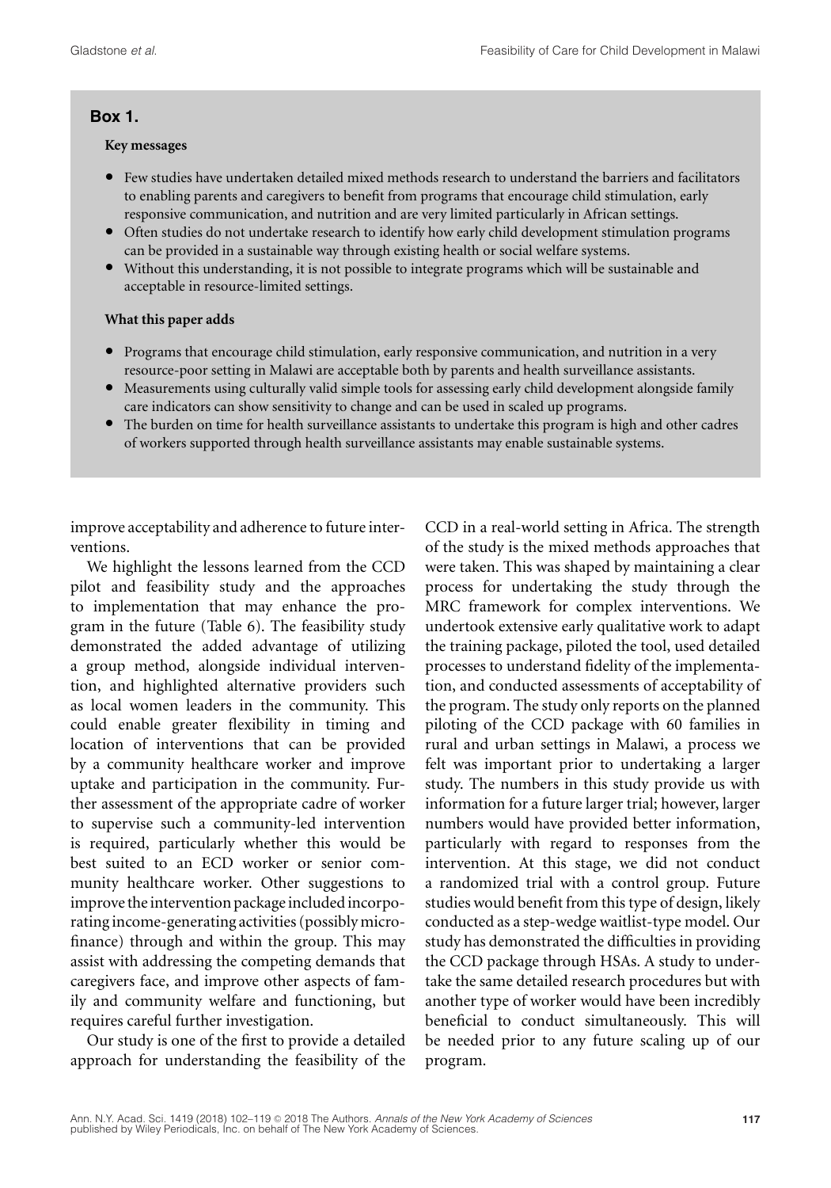## Box 1.

**Key messages**

- Few studies have undertaken detailed mixed methods research to understand the barriers and facilitators to enabling parents and caregivers to benefit from programs that encourage child stimulation, early responsive communication, and nutrition and are very limited particularly in African settings.
- Often studies do not undertake research to identify how early child development stimulation programs can be provided in a sustainable way through existing health or social welfare systems.
- Without this understanding, it is not possible to integrate programs which will be sustainable and acceptable in resource-limited settings.

**What this paper adds**

- Programs that encourage child stimulation, early responsive communication, and nutrition in a very resource-poor setting in Malawi are acceptable both by parents and health surveillance assistants.
- Measurements using culturally valid simple tools for assessing early child development alongside family care indicators can show sensitivity to change and can be used in scaled up programs.
- The burden on time for health surveillance assistants to undertake this program is high and other cadres of workers supported through health surveillance assistants may enable sustainable systems.

improve acceptability and adherence to future interventions.

We highlight the lessons learned from the CCD pilot and feasibility study and the approaches to implementation that may enhance the program in the future (Table 6). The feasibility study demonstrated the added advantage of utilizing a group method, alongside individual intervention, and highlighted alternative providers such as local women leaders in the community. This could enable greater flexibility in timing and location of interventions that can be provided by a community healthcare worker and improve uptake and participation in the community. Further assessment of the appropriate cadre of worker to supervise such a community-led intervention is required, particularly whether this would be best suited to an ECD worker or senior community healthcare worker. Other suggestions to improve the intervention package included incorporating income-generating activities (possibly microfinance) through and within the group. This may assist with addressing the competing demands that caregivers face, and improve other aspects of family and community welfare and functioning, but requires careful further investigation.

Our study is one of the first to provide a detailed approach for understanding the feasibility of the CCD in a real-world setting in Africa. The strength of the study is the mixed methods approaches that were taken. This was shaped by maintaining a clear process for undertaking the study through the MRC framework for complex interventions. We undertook extensive early qualitative work to adapt the training package, piloted the tool, used detailed processes to understand fidelity of the implementation, and conducted assessments of acceptability of the program. The study only reports on the planned piloting of the CCD package with 60 families in rural and urban settings in Malawi, a process we felt was important prior to undertaking a larger study. The numbers in this study provide us with information for a future larger trial; however, larger numbers would have provided better information, particularly with regard to responses from the intervention. At this stage, we did not conduct a randomized trial with a control group. Future studies would benefit from this type of design, likely conducted as a step-wedge waitlist-type model. Our study has demonstrated the difficulties in providing the CCD package through HSAs. A study to undertake the same detailed research procedures but with another type of worker would have been incredibly beneficial to conduct simultaneously. This will be needed prior to any future scaling up of our program.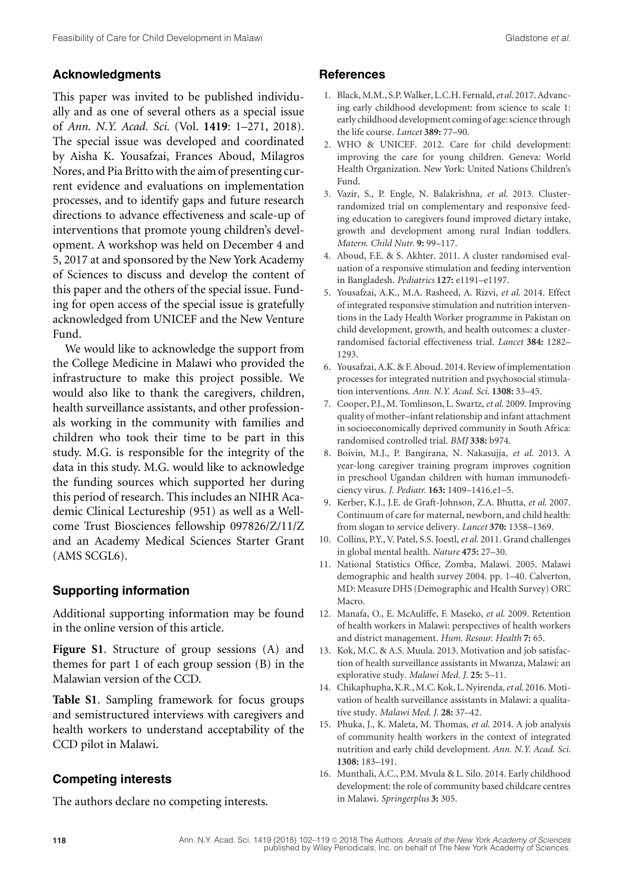## Acknowledgments

This paper was invited to be published individually and as one of several others as a special issue of *Ann. N.Y. Acad. Sci.* (Vol. **1419**: 1–271, 2018). The special issue was developed and coordinated by Aisha K. Yousafzai, Frances Aboud, Milagros Nores, and Pia Britto with the aim of presenting current evidence and evaluations on implementation processes, and to identify gaps and future research directions to advance effectiveness and scale-up of interventions that promote young children's development. A workshop was held on December 4 and 5, 2017 at and sponsored by the New York Academy of Sciences to discuss and develop the content of this paper and the others of the special issue. Funding for open access of the special issue is gratefully acknowledged from UNICEF and the New Venture Fund.

We would like to acknowledge the support from the College Medicine in Malawi who provided the infrastructure to make this project possible. We would also like to thank the caregivers, children, health surveillance assistants, and other professionals working in the community with families and children who took their time to be part in this study. M.G. is responsible for the integrity of the data in this study. M.G. would like to acknowledge the funding sources which supported her during this period of research. This includes an NIHR Academic Clinical Lectureship (951) as well as a Wellcome Trust Biosciences fellowship 097826/Z/11/Z and an Academy Medical Sciences Starter Grant (AMS SCGL6).

## Supporting information

Additional supporting information may be found in the online version of this article.

**Figure S1**. Structure of group sessions (A) and themes for part 1 of each group session (B) in the Malawian version of the CCD.

**Table S1**. Sampling framework for focus groups and semistructured interviews with caregivers and health workers to understand acceptability of the CCD pilot in Malawi.

## Competing interests

The authors declare no competing interests.

## References

1. Black, M.M., S.P. Walker, L.C.H. Fernald, *et al.* 2017. Advancing early childhood development: from science to scale 1: early childhood development coming of age: science through the life course. *Lancet* **389:** 77–90.
2. WHO & UNICEF. 2012. Care for child development: improving the care for young children. Geneva: World Health Organization. New York: United Nations Children's Fund.
3. Vazir, S., P. Engle, N. Balakrishna, *et al.* 2013. Cluster-randomized trial on complementary and responsive feeding education to caregivers found improved dietary intake, growth and development among rural Indian toddlers. *Matern. Child Nutr.* **9:** 99–117.
4. Aboud, F.E. & S. Akhter. 2011. A cluster randomised evaluation of a responsive stimulation and feeding intervention in Bangladesh. *Pediatrics* **127:** e1191–e1197.
5. Yousafzai, A.K., M.A. Rasheed, A. Rizvi, *et al.* 2014. Effect of integrated responsive stimulation and nutrition interventions in the Lady Health Worker programme in Pakistan on child development, growth, and health outcomes: a cluster-randomised factorial effectiveness trial. *Lancet* **384:** 1282–1293.
6. Yousafzai, A.K. & F. Aboud. 2014. Review of implementation processes for integrated nutrition and psychosocial stimulation interventions. *Ann. N.Y. Acad. Sci.* **1308:** 33–45.
7. Cooper, P.J., M. Tomlinson, L. Swartz, *et al.* 2009. Improving quality of mother–infant relationship and infant attachment in socioeconomically deprived community in South Africa: randomised controlled trial. *BMJ* **338:** b974.
8. Boivin, M.J., P. Bangirana, N. Nakasujja, *et al.* 2013. A year-long caregiver training program improves cognition in preschool Ugandan children with human immunodeficiency virus. *J. Pediatr.* **163:** 1409–1416.e1–5.
9. Kerber, K.J., J.E. de Graft-Johnson, Z.A. Bhutta, *et al.* 2007. Continuum of care for maternal, newborn, and child health: from slogan to service delivery. *Lancet* **370:** 1358–1369.
10. Collins, P.Y., V. Patel, S.S. Joestl, *et al.* 2011. Grand challenges in global mental health. *Nature* **475:** 27–30.
11. National Statistics Office, Zomba, Malawi. 2005. Malawi demographic and health survey 2004. pp. 1–40. Calverton, MD: Measure DHS (Demographic and Health Survey) ORC Macro.
12. Manafa, O., E. McAuliffe, F. Maseko, *et al.* 2009. Retention of health workers in Malawi: perspectives of health workers and district management. *Hum. Resour. Health* **7:** 65.
13. Kok, M.C. & A.S. Muula. 2013. Motivation and job satisfaction of health surveillance assistants in Mwanza, Malawi: an explorative study. *Malawi Med. J.* **25:** 5–11.
14. Chikaphupha, K.R., M.C. Kok, L. Nyirenda, *et al.* 2016. Motivation of health surveillance assistants in Malawi: a qualitative study. *Malawi Med. J.* **28:** 37–42.
15. Phuka, J., K. Maleta, M. Thomas, *et al.* 2014. A job analysis of community health workers in the context of integrated nutrition and early child development. *Ann. N.Y. Acad. Sci.* **1308:** 183–191.
16. Munthali, A.C., P.M. Mvula & L. Silo. 2014. Early childhood development: the role of community based childcare centres in Malawi. *Springerplus* **3:** 305.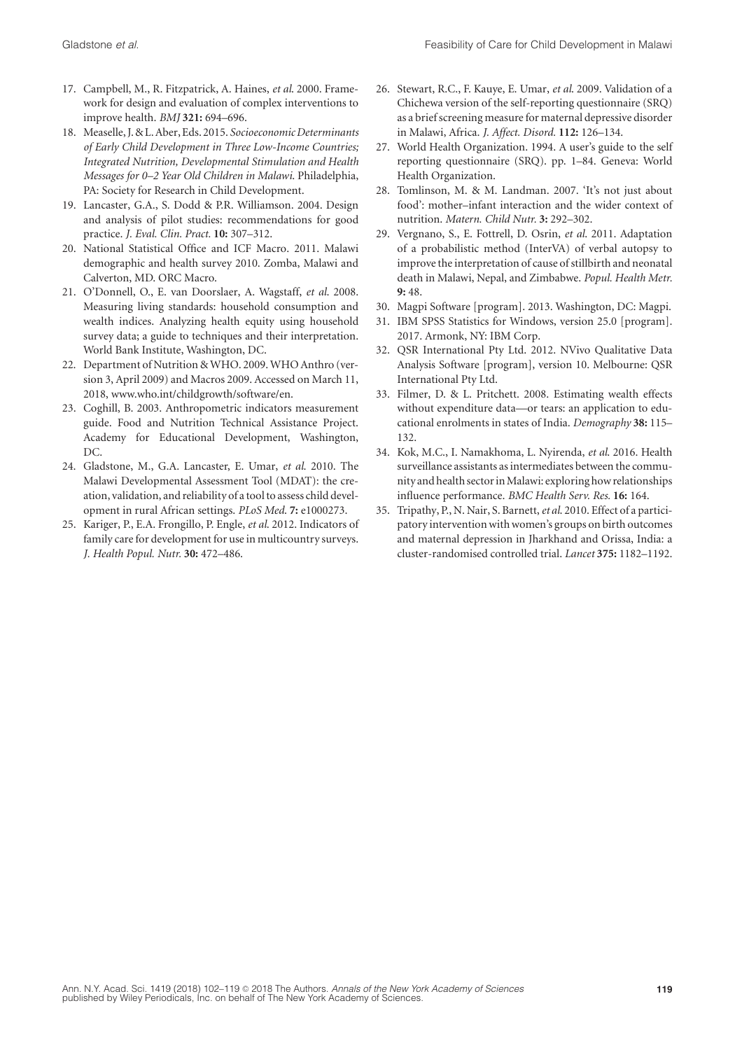17. Campbell, M., R. Fitzpatrick, A. Haines, *et al.* 2000. Framework for design and evaluation of complex interventions to improve health. *BMJ* **321:** 694–696.
18. Measelle, J. & L. Aber, Eds. 2015. *Socioeconomic Determinants of Early Child Development in Three Low-Income Countries; Integrated Nutrition, Developmental Stimulation and Health Messages for 0–2 Year Old Children in Malawi*. Philadelphia, PA: Society for Research in Child Development.
19. Lancaster, G.A., S. Dodd & P.R. Williamson. 2004. Design and analysis of pilot studies: recommendations for good practice. *J. Eval. Clin. Pract.* **10:** 307–312.
20. National Statistical Office and ICF Macro. 2011. Malawi demographic and health survey 2010. Zomba, Malawi and Calverton, MD. ORC Macro.
21. O'Donnell, O., E. van Doorslaer, A. Wagstaff, *et al.* 2008. Measuring living standards: household consumption and wealth indices. Analyzing health equity using household survey data; a guide to techniques and their interpretation. World Bank Institute, Washington, DC.
22. Department of Nutrition & WHO. 2009. WHO Anthro (version 3, April 2009) and Macros 2009. Accessed on March 11, 2018, www.who.int/childgrowth/software/en.
23. Coghill, B. 2003. Anthropometric indicators measurement guide. Food and Nutrition Technical Assistance Project. Academy for Educational Development, Washington, DC.
24. Gladstone, M., G.A. Lancaster, E. Umar, *et al.* 2010. The Malawi Developmental Assessment Tool (MDAT): the creation, validation, and reliability of a tool to assess child development in rural African settings. *PLoS Med.* **7:** e1000273.
25. Kariger, P., E.A. Frongillo, P. Engle, *et al.* 2012. Indicators of family care for development for use in multicountry surveys. *J. Health Popul. Nutr.* **30:** 472–486.
26. Stewart, R.C., F. Kauye, E. Umar, *et al.* 2009. Validation of a Chichewa version of the self-reporting questionnaire (SRQ) as a brief screening measure for maternal depressive disorder in Malawi, Africa. *J. Affect. Disord.* **112:** 126–134.
27. World Health Organization. 1994. A user's guide to the self reporting questionnaire (SRQ). pp. 1–84. Geneva: World Health Organization.
28. Tomlinson, M. & M. Landman. 2007. 'It's not just about food': mother–infant interaction and the wider context of nutrition. *Matern. Child Nutr.* **3:** 292–302.
29. Vergnano, S., E. Fottrell, D. Osrin, *et al.* 2011. Adaptation of a probabilistic method (InterVA) of verbal autopsy to improve the interpretation of cause of stillbirth and neonatal death in Malawi, Nepal, and Zimbabwe. *Popul. Health Metr.* **9:** 48.
30. Magpi Software [program]. 2013. Washington, DC: Magpi.
31. IBM SPSS Statistics for Windows, version 25.0 [program]. 2017. Armonk, NY: IBM Corp.
32. QSR International Pty Ltd. 2012. NVivo Qualitative Data Analysis Software [program], version 10. Melbourne: QSR International Pty Ltd.
33. Filmer, D. & L. Pritchett. 2008. Estimating wealth effects without expenditure data—or tears: an application to educational enrolments in states of India. *Demography* **38:** 115–132.
34. Kok, M.C., I. Namakhoma, L. Nyirenda, *et al.* 2016. Health surveillance assistants as intermediates between the community and health sector in Malawi: exploring how relationships influence performance. *BMC Health Serv. Res.* **16:** 164.
35. Tripathy, P., N. Nair, S. Barnett, *et al.* 2010. Effect of a participatory intervention with women's groups on birth outcomes and maternal depression in Jharkhand and Orissa, India: a cluster-randomised controlled trial. *Lancet* **375:** 1182–1192.